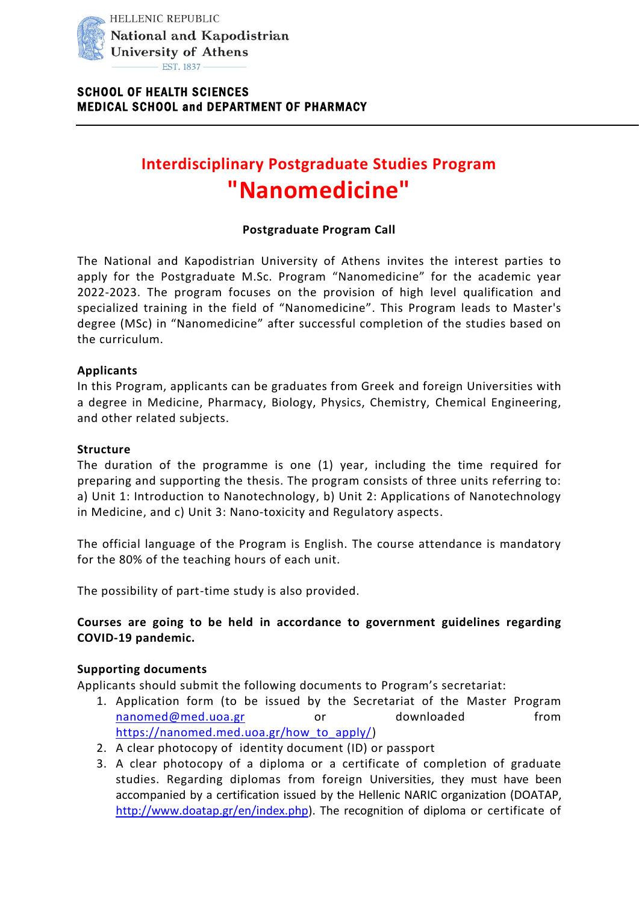HELLENIC REPUBLIC
National and Kapodistrian University of Athens
EST. 1837

**SCHOOL OF HEALTH SCIENCES**
**MEDICAL SCHOOL and DEPARTMENT OF PHARMACY**

# Interdisciplinary Postgraduate Studies Program
# "Nanomedicine"

**Postgraduate Program Call**

The National and Kapodistrian University of Athens invites the interest parties to apply for the Postgraduate M.Sc. Program “Nanomedicine” for the academic year 2022-2023. The program focuses on the provision of high level qualification and specialized training in the field of “Nanomedicine”. This Program leads to Master's degree (MSc) in “Nanomedicine” after successful completion of the studies based on the curriculum.

**Applicants**
In this Program, applicants can be graduates from Greek and foreign Universities with a degree in Medicine, Pharmacy, Biology, Physics, Chemistry, Chemical Engineering, and other related subjects.

**Structure**
The duration of the programme is one (1) year, including the time required for preparing and supporting the thesis. The program consists of three units referring to: a) Unit 1: Introduction to Nanotechnology, b) Unit 2: Applications of Nanotechnology in Medicine, and c) Unit 3: Nano-toxicity and Regulatory aspects.

The official language of the Program is English. The course attendance is mandatory for the 80% of the teaching hours of each unit.

The possibility of part-time study is also provided.

**Courses are going to be held in accordance to government guidelines regarding COVID-19 pandemic.**

**Supporting documents**
Applicants should submit the following documents to Program’s secretariat:

1. Application form (to be issued by the Secretariat of the Master Program nanomed@med.uoa.gr or downloaded from https://nanomed.med.uoa.gr/how_to_apply/)
2. A clear photocopy of identity document (ID) or passport
3. A clear photocopy of a diploma or a certificate of completion of graduate studies. Regarding diplomas from foreign Universities, they must have been accompanied by a certification issued by the Hellenic NARIC organization (DOATAP, http://www.doatap.gr/en/index.php). The recognition of diploma or certificate of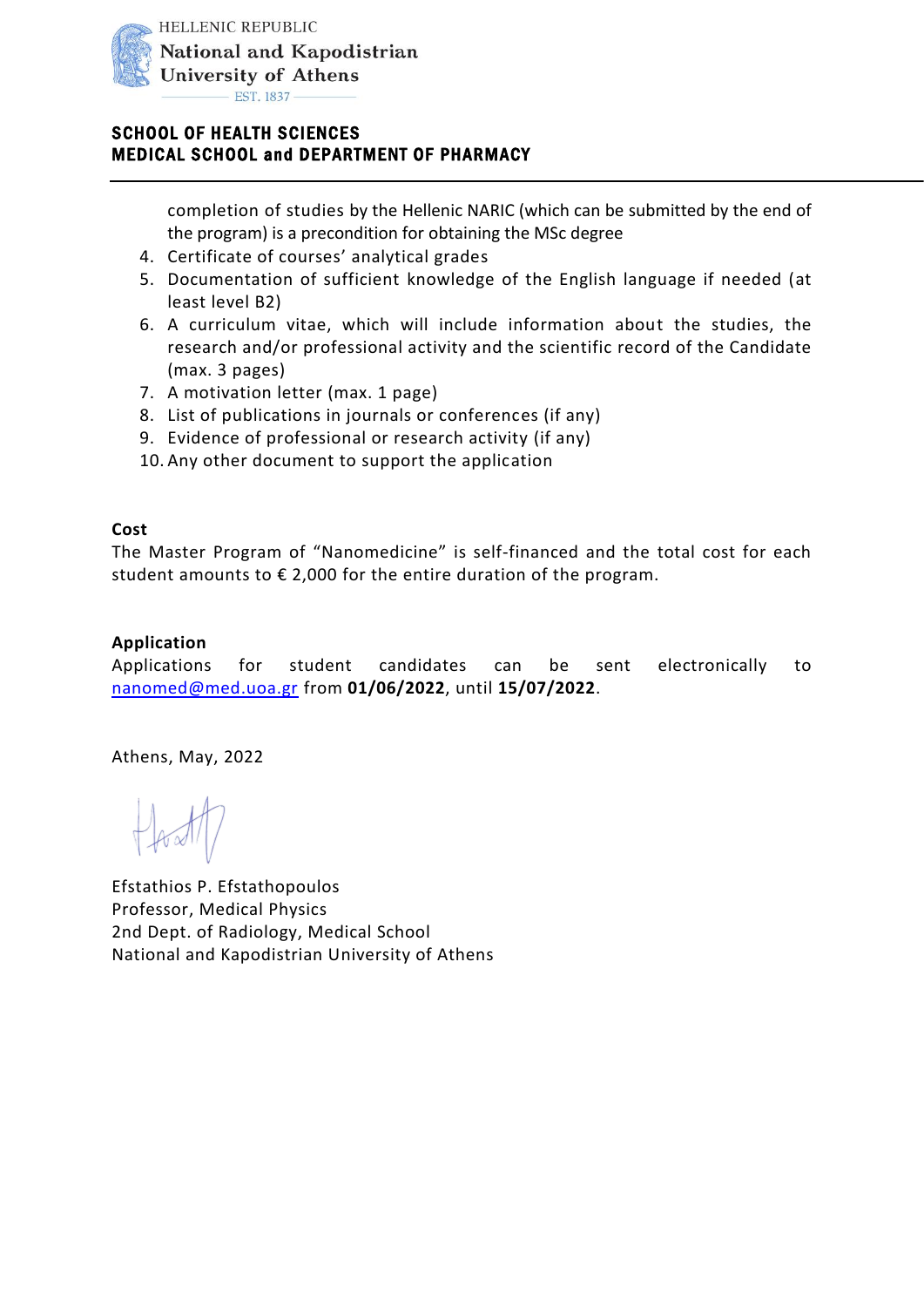completion of studies by the Hellenic NARIC (which can be submitted by the end of the program) is a precondition for obtaining the MSc degree

4. Certificate of courses' analytical grades
5. Documentation of sufficient knowledge of the English language if needed (at least level B2)
6. A curriculum vitae, which will include information about the studies, the research and/or professional activity and the scientific record of the Candidate (max. 3 pages)
7. A motivation letter (max. 1 page)
8. List of publications in journals or conferences (if any)
9. Evidence of professional or research activity (if any)
10. Any other document to support the application

**Cost**

The Master Program of "Nanomedicine" is self-financed and the total cost for each student amounts to € 2,000 for the entire duration of the program.

**Application**

Applications for student candidates can be sent electronically to nanomed@med.uoa.gr from **01/06/2022**, until **15/07/2022**.

Athens, May, 2022

Efstathios P. Efstathopoulos
Professor, Medical Physics
2nd Dept. of Radiology, Medical School
National and Kapodistrian University of Athens